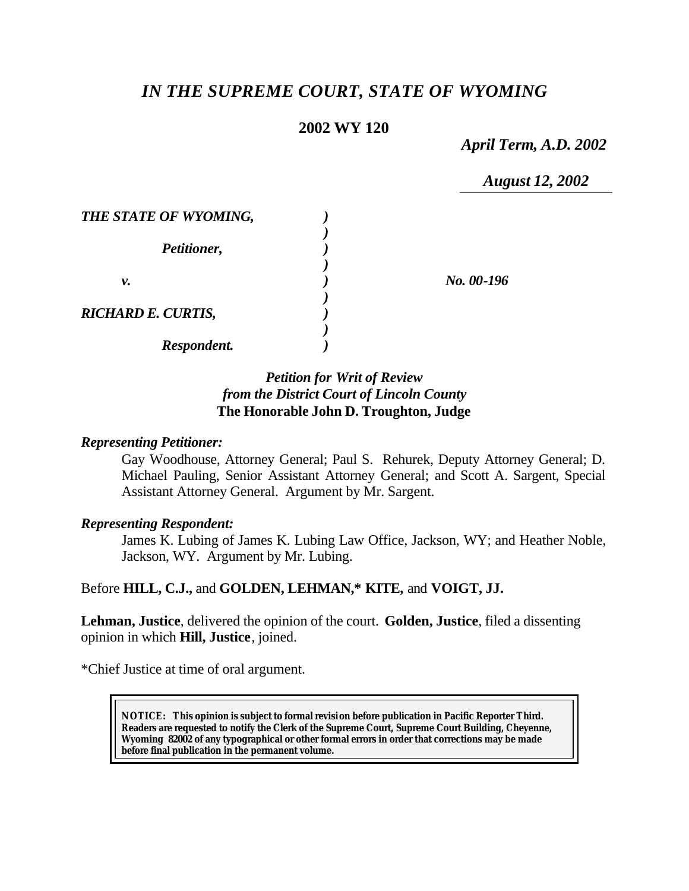# *IN THE SUPREME COURT, STATE OF WYOMING*

**2002 WY 120**

*April Term, A.D. 2002*

*August 12, 2002*

| | | |
|---|---|---|
| ***THE STATE OF WYOMING,*** | ) | |
| | ) | |
| ***Petitioner,*** | ) | |
| | ) | |
| ***v.*** | ) | ***No. 00-196*** |
| | ) | |
| ***RICHARD E. CURTIS,*** | ) | |
| | ) | |
| ***Respondent.*** | ) | |

*Petition for Writ of Review*
*from the District Court of Lincoln County*
**The Honorable John D. Troughton, Judge**

***Representing Petitioner:***

Gay Woodhouse, Attorney General; Paul S. Rehurek, Deputy Attorney General; D. Michael Pauling, Senior Assistant Attorney General; and Scott A. Sargent, Special Assistant Attorney General. Argument by Mr. Sargent.

***Representing Respondent:***

James K. Lubing of James K. Lubing Law Office, Jackson, WY; and Heather Noble, Jackson, WY. Argument by Mr. Lubing.

Before **HILL, C.J.,** and **GOLDEN, LEHMAN,\* KITE,** and **VOIGT, JJ.**

**Lehman, Justice**, delivered the opinion of the court. **Golden, Justice**, filed a dissenting opinion in which **Hill, Justice**, joined.

\*Chief Justice at time of oral argument.

**NOTICE: This opinion is subject to formal revision before publication in Pacific Reporter Third. Readers are requested to notify the Clerk of the Supreme Court, Supreme Court Building, Cheyenne, Wyoming 82002 of any typographical or other formal errors in order that corrections may be made before final publication in the permanent volume.**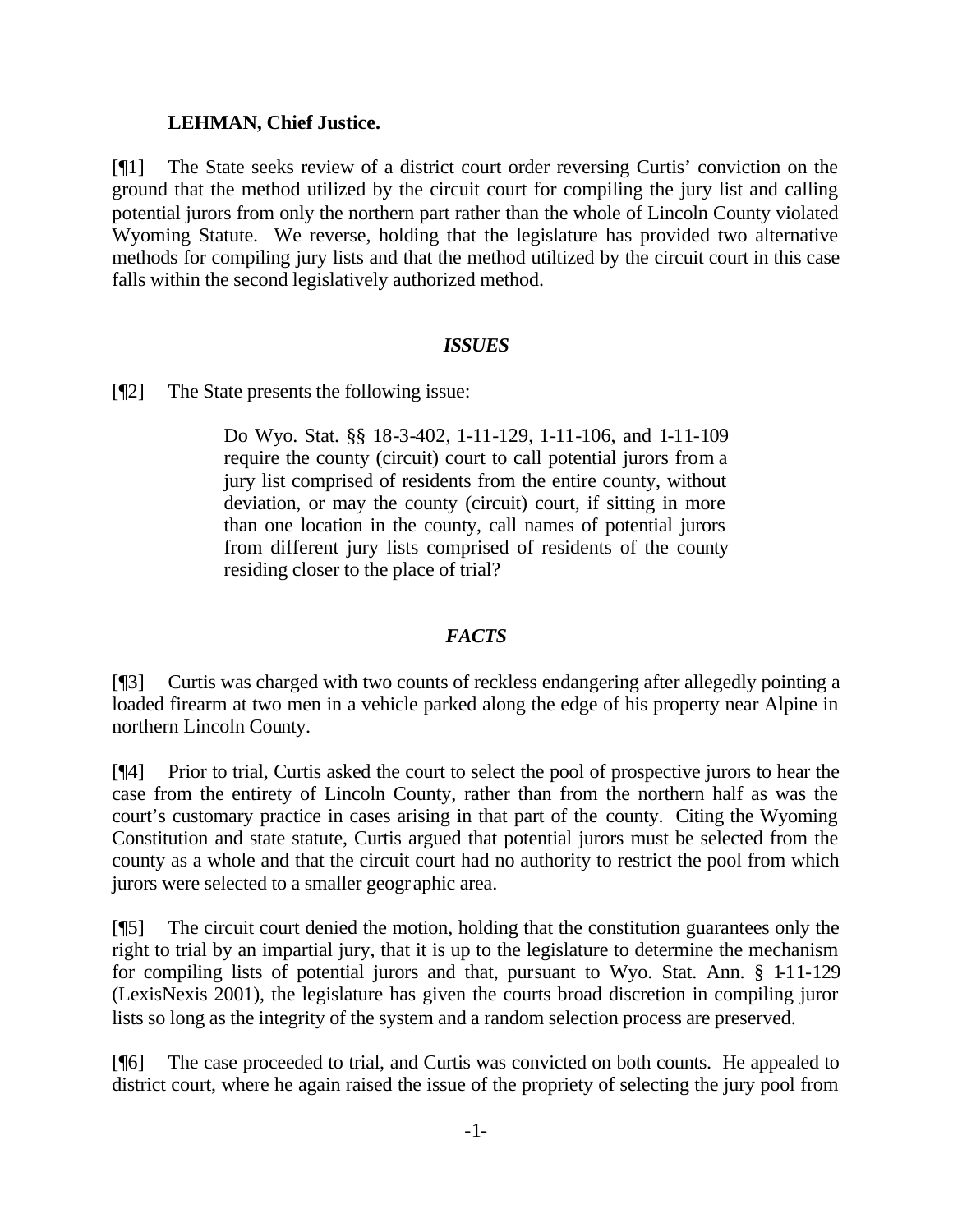**LEHMAN, Chief Justice.**

[¶1] The State seeks review of a district court order reversing Curtis' conviction on the ground that the method utilized by the circuit court for compiling the jury list and calling potential jurors from only the northern part rather than the whole of Lincoln County violated Wyoming Statute. We reverse, holding that the legislature has provided two alternative methods for compiling jury lists and that the method utiltized by the circuit court in this case falls within the second legislatively authorized method.

### *ISSUES*

[¶2] The State presents the following issue:

> Do Wyo. Stat. §§ 18-3-402, 1-11-129, 1-11-106, and 1-11-109 require the county (circuit) court to call potential jurors from a jury list comprised of residents from the entire county, without deviation, or may the county (circuit) court, if sitting in more than one location in the county, call names of potential jurors from different jury lists comprised of residents of the county residing closer to the place of trial?

### *FACTS*

[¶3] Curtis was charged with two counts of reckless endangering after allegedly pointing a loaded firearm at two men in a vehicle parked along the edge of his property near Alpine in northern Lincoln County.

[¶4] Prior to trial, Curtis asked the court to select the pool of prospective jurors to hear the case from the entirety of Lincoln County, rather than from the northern half as was the court's customary practice in cases arising in that part of the county. Citing the Wyoming Constitution and state statute, Curtis argued that potential jurors must be selected from the county as a whole and that the circuit court had no authority to restrict the pool from which jurors were selected to a smaller geographic area.

[¶5] The circuit court denied the motion, holding that the constitution guarantees only the right to trial by an impartial jury, that it is up to the legislature to determine the mechanism for compiling lists of potential jurors and that, pursuant to Wyo. Stat. Ann. § 1-11-129 (LexisNexis 2001), the legislature has given the courts broad discretion in compiling juror lists so long as the integrity of the system and a random selection process are preserved.

[¶6] The case proceeded to trial, and Curtis was convicted on both counts. He appealed to district court, where he again raised the issue of the propriety of selecting the jury pool from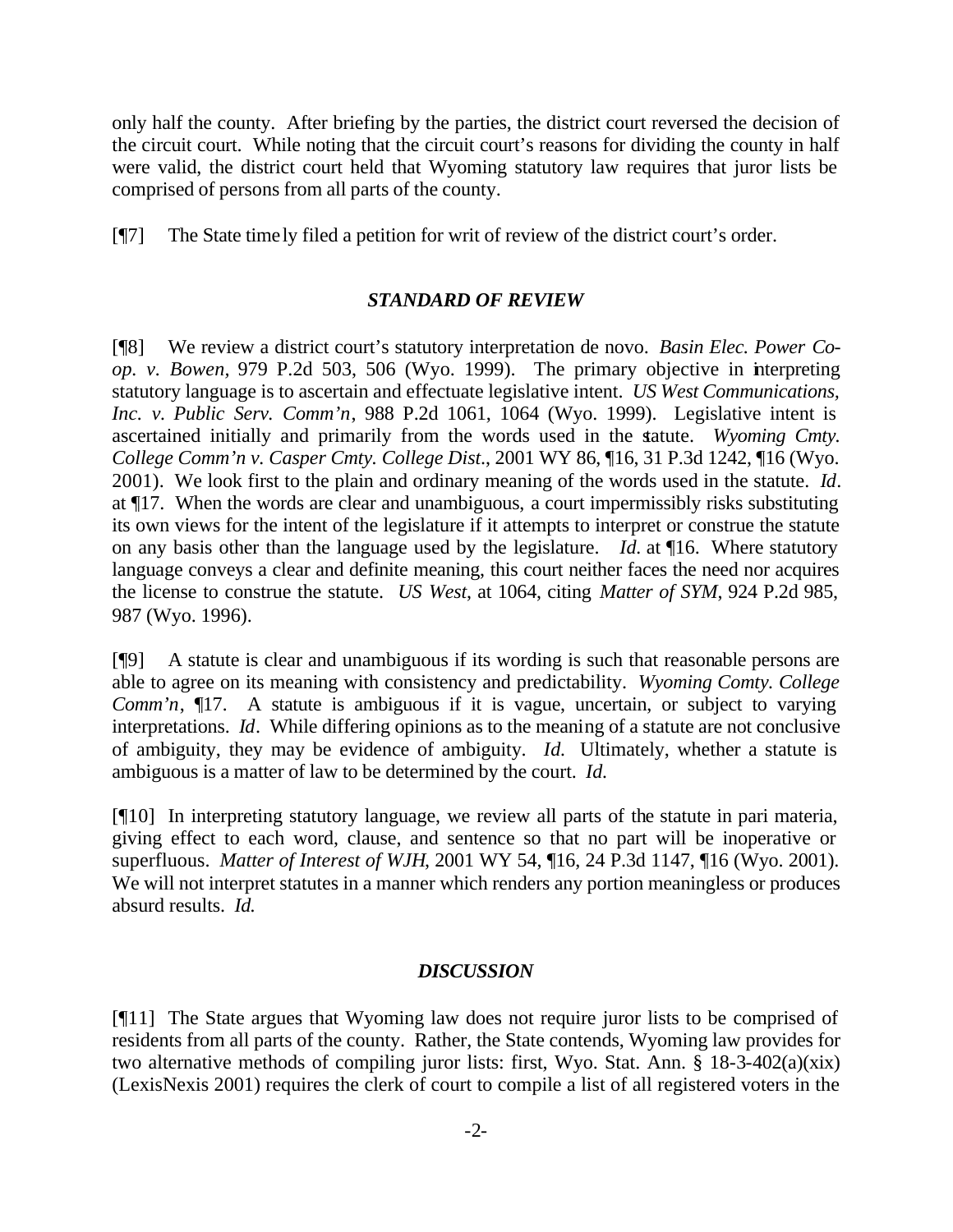only half the county. After briefing by the parties, the district court reversed the decision of the circuit court. While noting that the circuit court's reasons for dividing the county in half were valid, the district court held that Wyoming statutory law requires that juror lists be comprised of persons from all parts of the county.

[¶7] The State timely filed a petition for writ of review of the district court's order.

## *STANDARD OF REVIEW*

[¶8] We review a district court's statutory interpretation de novo. *Basin Elec. Power Co-op. v. Bowen*, 979 P.2d 503, 506 (Wyo. 1999). The primary objective in interpreting statutory language is to ascertain and effectuate legislative intent. *US West Communications, Inc. v. Public Serv. Comm'n*, 988 P.2d 1061, 1064 (Wyo. 1999). Legislative intent is ascertained initially and primarily from the words used in the statute. *Wyoming Cmty. College Comm'n v. Casper Cmty. College Dist.*, 2001 WY 86, ¶16, 31 P.3d 1242, ¶16 (Wyo. 2001). We look first to the plain and ordinary meaning of the words used in the statute. *Id*. at ¶17. When the words are clear and unambiguous, a court impermissibly risks substituting its own views for the intent of the legislature if it attempts to interpret or construe the statute on any basis other than the language used by the legislature. *Id.* at ¶16. Where statutory language conveys a clear and definite meaning, this court neither faces the need nor acquires the license to construe the statute. *US West*, at 1064, citing *Matter of SYM*, 924 P.2d 985, 987 (Wyo. 1996).

[¶9] A statute is clear and unambiguous if its wording is such that reasonable persons are able to agree on its meaning with consistency and predictability. *Wyoming Comty. College Comm'n*, ¶17. A statute is ambiguous if it is vague, uncertain, or subject to varying interpretations. *Id*. While differing opinions as to the meaning of a statute are not conclusive of ambiguity, they may be evidence of ambiguity. *Id.* Ultimately, whether a statute is ambiguous is a matter of law to be determined by the court. *Id.*

[¶10] In interpreting statutory language, we review all parts of the statute in pari materia, giving effect to each word, clause, and sentence so that no part will be inoperative or superfluous. *Matter of Interest of WJH*, 2001 WY 54, ¶16, 24 P.3d 1147, ¶16 (Wyo. 2001). We will not interpret statutes in a manner which renders any portion meaningless or produces absurd results. *Id.*

## *DISCUSSION*

[¶11] The State argues that Wyoming law does not require juror lists to be comprised of residents from all parts of the county. Rather, the State contends, Wyoming law provides for two alternative methods of compiling juror lists: first, Wyo. Stat. Ann. § 18-3-402(a)(xix) (LexisNexis 2001) requires the clerk of court to compile a list of all registered voters in the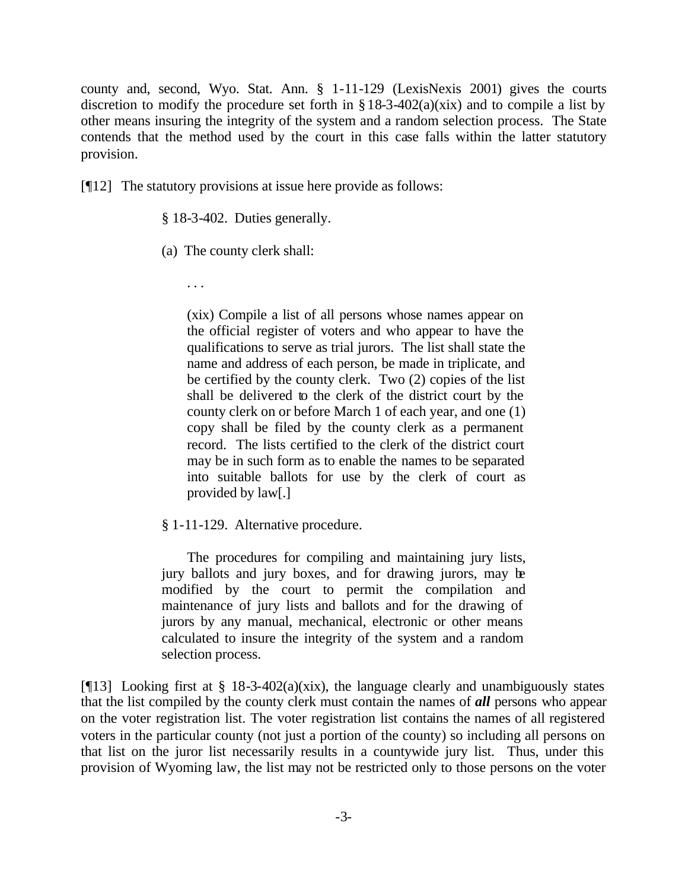county and, second, Wyo. Stat. Ann. § 1-11-129 (LexisNexis 2001) gives the courts discretion to modify the procedure set forth in § 18-3-402(a)(xix) and to compile a list by other means insuring the integrity of the system and a random selection process. The State contends that the method used by the court in this case falls within the latter statutory provision.

[¶12] The statutory provisions at issue here provide as follows:

> § 18-3-402. Duties generally.
>
> (a) The county clerk shall:
>
> . . .
>
> > (xix) Compile a list of all persons whose names appear on the official register of voters and who appear to have the qualifications to serve as trial jurors. The list shall state the name and address of each person, be made in triplicate, and be certified by the county clerk. Two (2) copies of the list shall be delivered to the clerk of the district court by the county clerk on or before March 1 of each year, and one (1) copy shall be filed by the county clerk as a permanent record. The lists certified to the clerk of the district court may be in such form as to enable the names to be separated into suitable ballots for use by the clerk of court as provided by law[.]
>
> § 1-11-129. Alternative procedure.
>
> The procedures for compiling and maintaining jury lists, jury ballots and jury boxes, and for drawing jurors, may be modified by the court to permit the compilation and maintenance of jury lists and ballots and for the drawing of jurors by any manual, mechanical, electronic or other means calculated to insure the integrity of the system and a random selection process.

[¶13] Looking first at § 18-3-402(a)(xix), the language clearly and unambiguously states that the list compiled by the county clerk must contain the names of ***all*** persons who appear on the voter registration list. The voter registration list contains the names of all registered voters in the particular county (not just a portion of the county) so including all persons on that list on the juror list necessarily results in a countywide jury list. Thus, under this provision of Wyoming law, the list may not be restricted only to those persons on the voter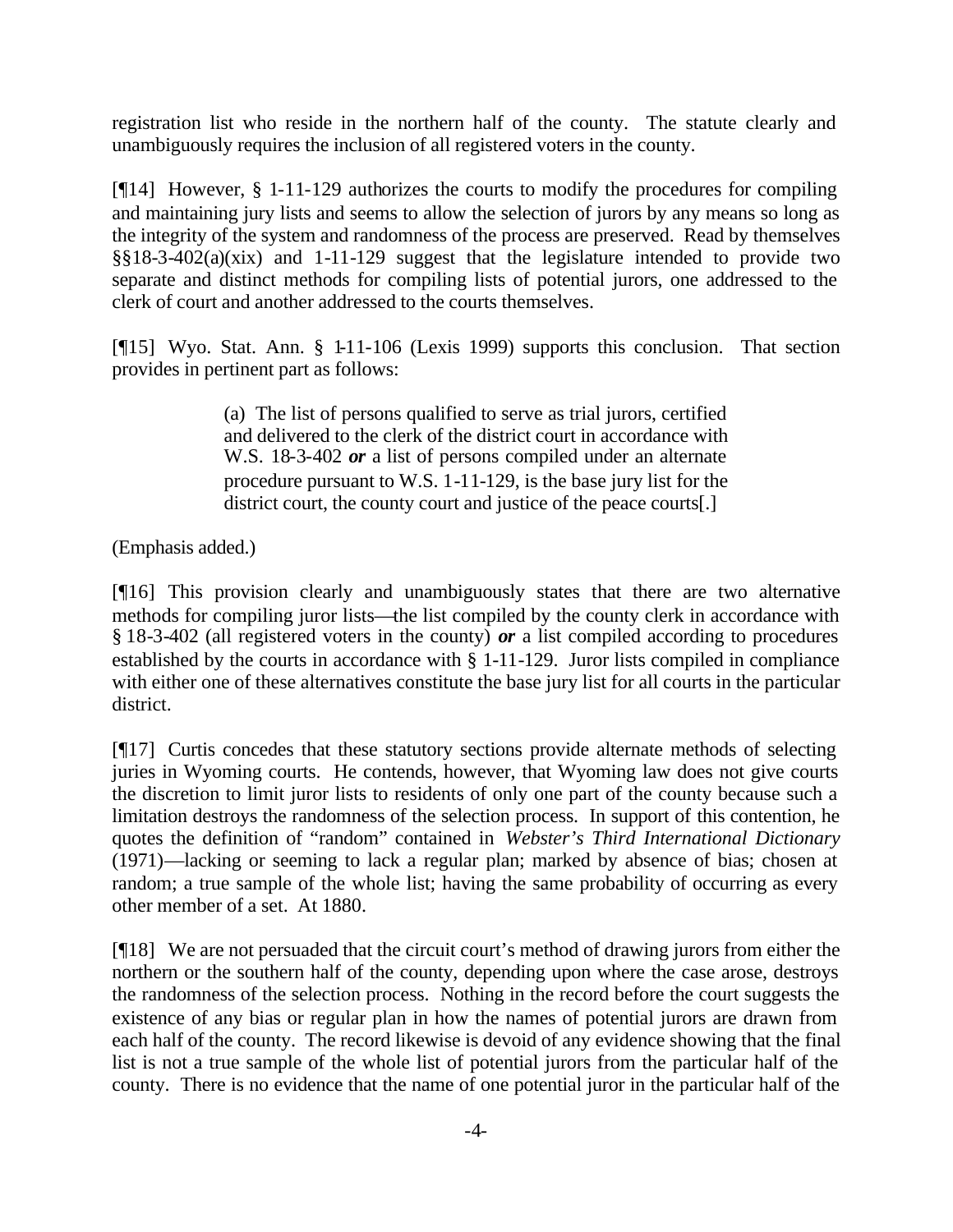registration list who reside in the northern half of the county. The statute clearly and unambiguously requires the inclusion of all registered voters in the county.

[¶14] However, § 1-11-129 authorizes the courts to modify the procedures for compiling and maintaining jury lists and seems to allow the selection of jurors by any means so long as the integrity of the system and randomness of the process are preserved. Read by themselves §§18-3-402(a)(xix) and 1-11-129 suggest that the legislature intended to provide two separate and distinct methods for compiling lists of potential jurors, one addressed to the clerk of court and another addressed to the courts themselves.

[¶15] Wyo. Stat. Ann. § 1-11-106 (Lexis 1999) supports this conclusion. That section provides in pertinent part as follows:

> (a) The list of persons qualified to serve as trial jurors, certified and delivered to the clerk of the district court in accordance with W.S. 18-3-402 ***or*** a list of persons compiled under an alternate procedure pursuant to W.S. 1-11-129, is the base jury list for the district court, the county court and justice of the peace courts[.]

(Emphasis added.)

[¶16] This provision clearly and unambiguously states that there are two alternative methods for compiling juror lists—the list compiled by the county clerk in accordance with § 18-3-402 (all registered voters in the county) ***or*** a list compiled according to procedures established by the courts in accordance with § 1-11-129. Juror lists compiled in compliance with either one of these alternatives constitute the base jury list for all courts in the particular district.

[¶17] Curtis concedes that these statutory sections provide alternate methods of selecting juries in Wyoming courts. He contends, however, that Wyoming law does not give courts the discretion to limit juror lists to residents of only one part of the county because such a limitation destroys the randomness of the selection process. In support of this contention, he quotes the definition of "random" contained in *Webster's Third International Dictionary* (1971)—lacking or seeming to lack a regular plan; marked by absence of bias; chosen at random; a true sample of the whole list; having the same probability of occurring as every other member of a set. At 1880.

[¶18] We are not persuaded that the circuit court's method of drawing jurors from either the northern or the southern half of the county, depending upon where the case arose, destroys the randomness of the selection process. Nothing in the record before the court suggests the existence of any bias or regular plan in how the names of potential jurors are drawn from each half of the county. The record likewise is devoid of any evidence showing that the final list is not a true sample of the whole list of potential jurors from the particular half of the county. There is no evidence that the name of one potential juror in the particular half of the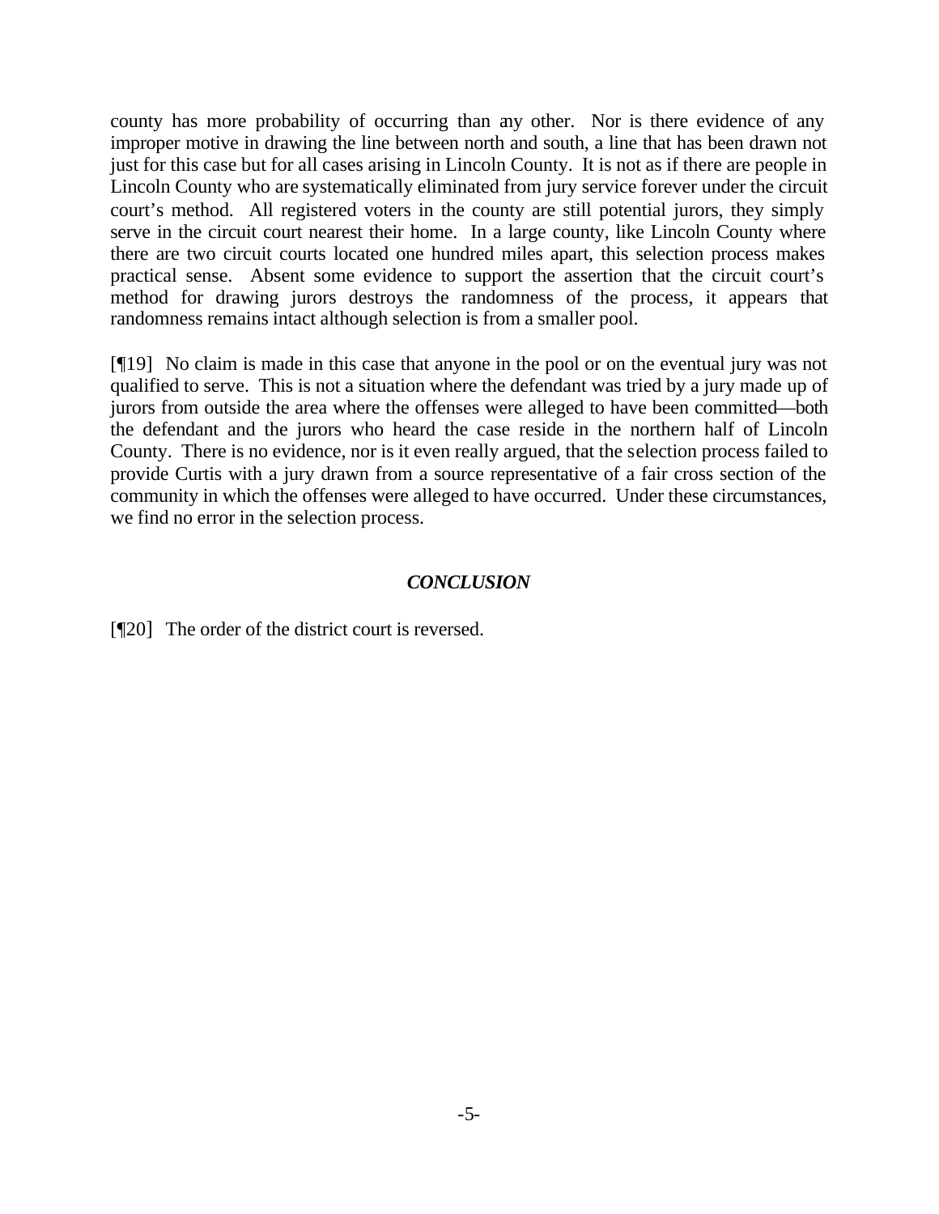county has more probability of occurring than any other. Nor is there evidence of any improper motive in drawing the line between north and south, a line that has been drawn not just for this case but for all cases arising in Lincoln County. It is not as if there are people in Lincoln County who are systematically eliminated from jury service forever under the circuit court's method. All registered voters in the county are still potential jurors, they simply serve in the circuit court nearest their home. In a large county, like Lincoln County where there are two circuit courts located one hundred miles apart, this selection process makes practical sense. Absent some evidence to support the assertion that the circuit court's method for drawing jurors destroys the randomness of the process, it appears that randomness remains intact although selection is from a smaller pool.

[¶19] No claim is made in this case that anyone in the pool or on the eventual jury was not qualified to serve. This is not a situation where the defendant was tried by a jury made up of jurors from outside the area where the offenses were alleged to have been committed—both the defendant and the jurors who heard the case reside in the northern half of Lincoln County. There is no evidence, nor is it even really argued, that the selection process failed to provide Curtis with a jury drawn from a source representative of a fair cross section of the community in which the offenses were alleged to have occurred. Under these circumstances, we find no error in the selection process.

## *CONCLUSION*

[¶20] The order of the district court is reversed.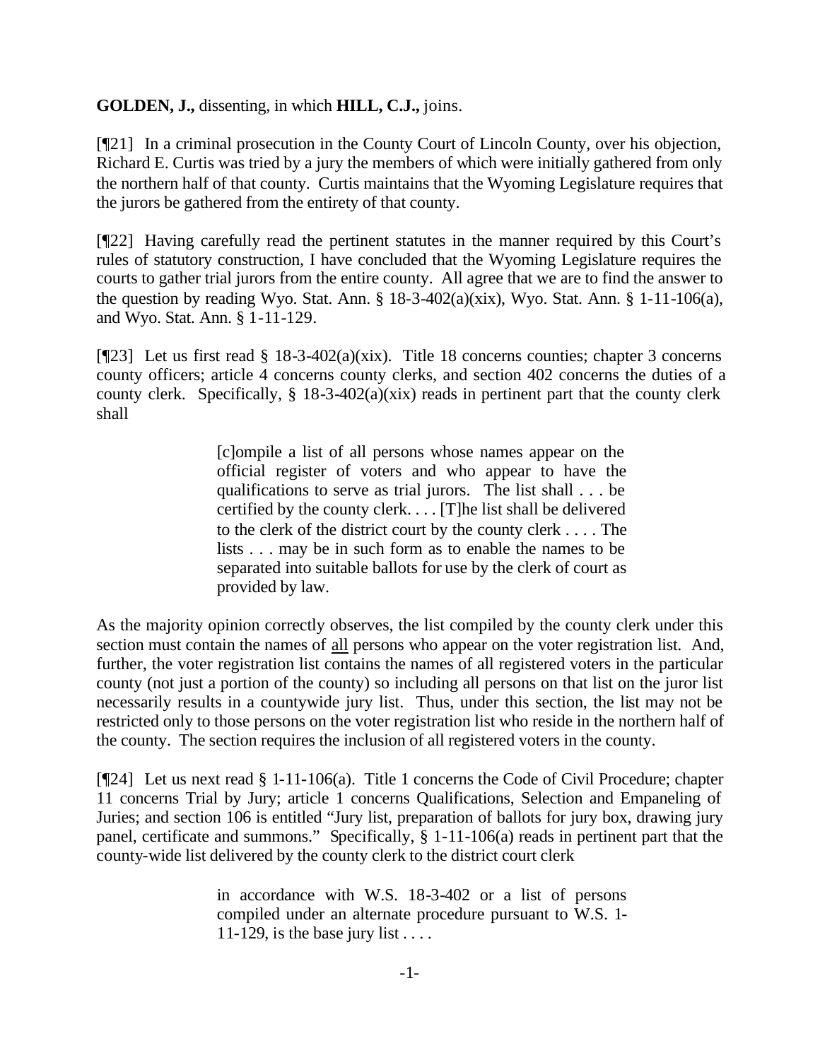**GOLDEN, J.,** dissenting, in which **HILL, C.J.,** joins.

[¶21] In a criminal prosecution in the County Court of Lincoln County, over his objection, Richard E. Curtis was tried by a jury the members of which were initially gathered from only the northern half of that county. Curtis maintains that the Wyoming Legislature requires that the jurors be gathered from the entirety of that county.

[¶22] Having carefully read the pertinent statutes in the manner required by this Court's rules of statutory construction, I have concluded that the Wyoming Legislature requires the courts to gather trial jurors from the entire county. All agree that we are to find the answer to the question by reading Wyo. Stat. Ann. § 18-3-402(a)(xix), Wyo. Stat. Ann. § 1-11-106(a), and Wyo. Stat. Ann. § 1-11-129.

[¶23] Let us first read § 18-3-402(a)(xix). Title 18 concerns counties; chapter 3 concerns county officers; article 4 concerns county clerks, and section 402 concerns the duties of a county clerk. Specifically, § 18-3-402(a)(xix) reads in pertinent part that the county clerk shall

> [c]ompile a list of all persons whose names appear on the official register of voters and who appear to have the qualifications to serve as trial jurors. The list shall . . . be certified by the county clerk. . . . [T]he list shall be delivered to the clerk of the district court by the county clerk . . . . The lists . . . may be in such form as to enable the names to be separated into suitable ballots for use by the clerk of court as provided by law.

As the majority opinion correctly observes, the list compiled by the county clerk under this section must contain the names of <u>all</u> persons who appear on the voter registration list. And, further, the voter registration list contains the names of all registered voters in the particular county (not just a portion of the county) so including all persons on that list on the juror list necessarily results in a countywide jury list. Thus, under this section, the list may not be restricted only to those persons on the voter registration list who reside in the northern half of the county. The section requires the inclusion of all registered voters in the county.

[¶24] Let us next read § 1-11-106(a). Title 1 concerns the Code of Civil Procedure; chapter 11 concerns Trial by Jury; article 1 concerns Qualifications, Selection and Empaneling of Juries; and section 106 is entitled "Jury list, preparation of ballots for jury box, drawing jury panel, certificate and summons." Specifically, § 1-11-106(a) reads in pertinent part that the county-wide list delivered by the county clerk to the district court clerk

> in accordance with W.S. 18-3-402 or a list of persons compiled under an alternate procedure pursuant to W.S. 1-11-129, is the base jury list . . . .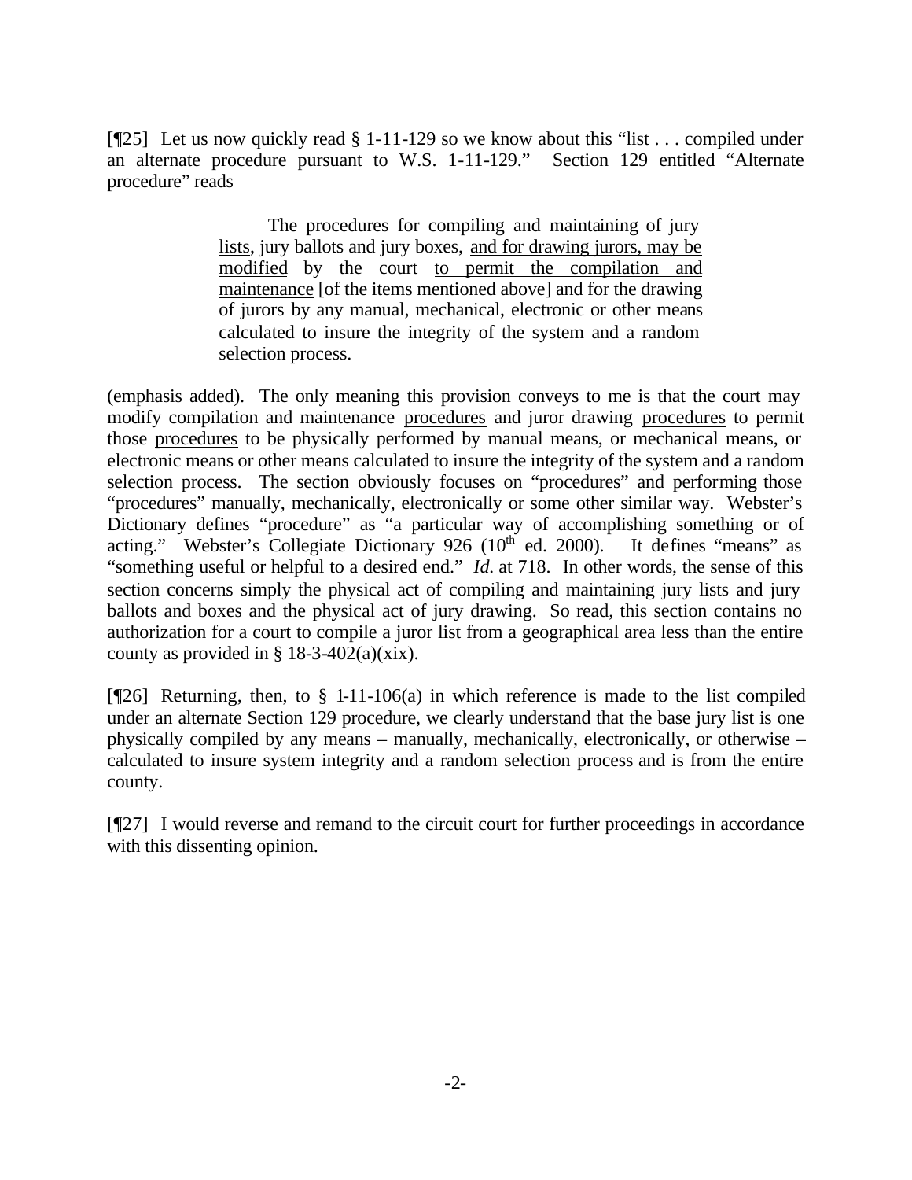[¶25] Let us now quickly read § 1-11-129 so we know about this "list . . . compiled under an alternate procedure pursuant to W.S. 1-11-129." Section 129 entitled "Alternate procedure" reads

> <u>The procedures for compiling and maintaining of jury lists</u>, jury ballots and jury boxes, <u>and for drawing jurors, may be modified</u> by the court <u>to permit the compilation and maintenance</u> [of the items mentioned above] and for the drawing of jurors <u>by any manual, mechanical, electronic or other means</u> calculated to insure the integrity of the system and a random selection process.

(emphasis added). The only meaning this provision conveys to me is that the court may modify compilation and maintenance <u>procedures</u> and juror drawing <u>procedures</u> to permit those <u>procedures</u> to be physically performed by manual means, or mechanical means, or electronic means or other means calculated to insure the integrity of the system and a random selection process. The section obviously focuses on "procedures" and performing those "procedures" manually, mechanically, electronically or some other similar way. Webster's Dictionary defines "procedure" as "a particular way of accomplishing something or of acting." Webster's Collegiate Dictionary 926 (10th ed. 2000). It defines "means" as "something useful or helpful to a desired end." *Id.* at 718. In other words, the sense of this section concerns simply the physical act of compiling and maintaining jury lists and jury ballots and boxes and the physical act of jury drawing. So read, this section contains no authorization for a court to compile a juror list from a geographical area less than the entire county as provided in § 18-3-402(a)(xix).

[¶26] Returning, then, to § 1-11-106(a) in which reference is made to the list compiled under an alternate Section 129 procedure, we clearly understand that the base jury list is one physically compiled by any means – manually, mechanically, electronically, or otherwise – calculated to insure system integrity and a random selection process and is from the entire county.

[¶27] I would reverse and remand to the circuit court for further proceedings in accordance with this dissenting opinion.